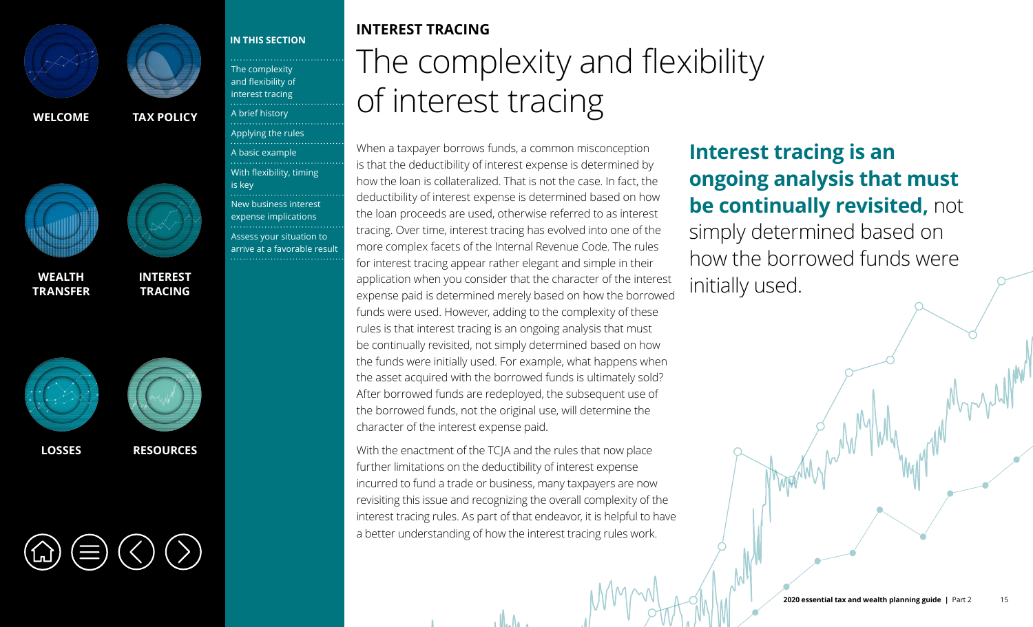**INTEREST TRACING**

# The complexity and flexibility of interest tracing

When a taxpayer borrows funds, a common misconception is that the deductibility of interest expense is determined by how the loan is collateralized. That is not the case. In fact, the deductibility of interest expense is determined based on how the loan proceeds are used, otherwise referred to as interest tracing. Over time, interest tracing has evolved into one of the more complex facets of the Internal Revenue Code. The rules for interest tracing appear rather elegant and simple in their application when you consider that the character of the interest expense paid is determined merely based on how the borrowed funds were used. However, adding to the complexity of these rules is that interest tracing is an ongoing analysis that must be continually revisited, not simply determined based on how the funds were initially used. For example, what happens when the asset acquired with the borrowed funds is ultimately sold? After borrowed funds are redeployed, the subsequent use of the borrowed funds, not the original use, will determine the character of the interest expense paid.

With the enactment of the TCJA and the rules that now place further limitations on the deductibility of interest expense incurred to fund a trade or business, many taxpayers are now revisiting this issue and recognizing the overall complexity of the interest tracing rules. As part of that endeavor, it is helpful to have a better understanding of how the interest tracing rules work.

**Interest tracing is an ongoing analysis that must be continually revisited,** not simply determined based on how the borrowed funds were initially used.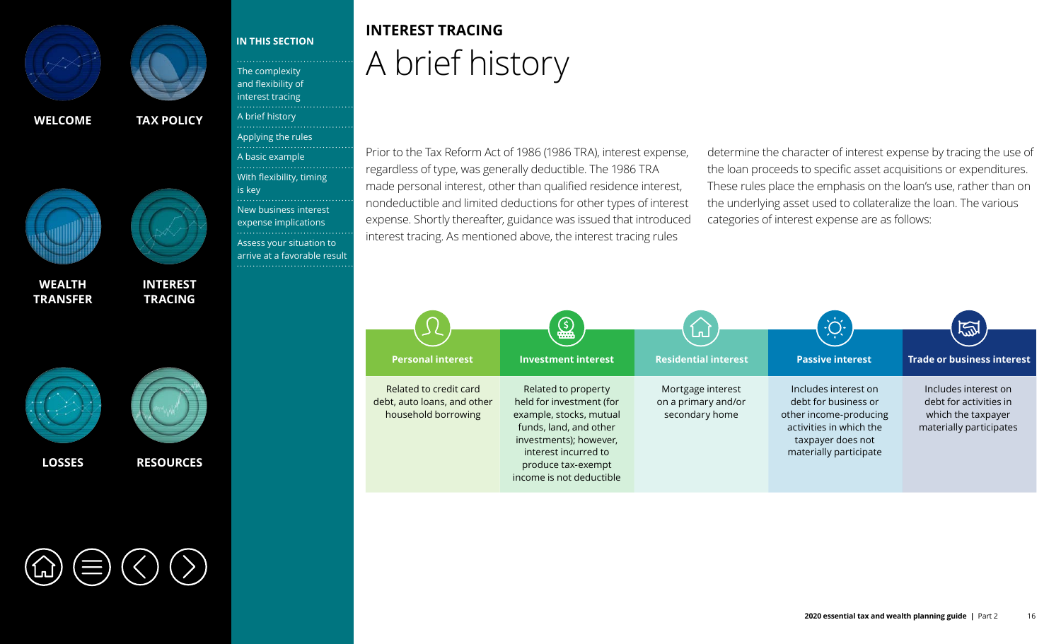WELCOME

TAX POLICY

WEALTH TRANSFER

INTEREST TRACING

LOSSES

RESOURCES

**IN THIS SECTION**

- The complexity and flexibility of interest tracing
- A brief history
- Applying the rules
- A basic example
- With flexibility, timing is key
- New business interest expense implications
- Assess your situation to arrive at a favorable result

## INTEREST TRACING

# A brief history

Prior to the Tax Reform Act of 1986 (1986 TRA), interest expense, regardless of type, was generally deductible. The 1986 TRA made personal interest, other than qualified residence interest, nondeductible and limited deductions for other types of interest expense. Shortly thereafter, guidance was issued that introduced interest tracing. As mentioned above, the interest tracing rules determine the character of interest expense by tracing the use of the loan proceeds to specific asset acquisitions or expenditures. These rules place the emphasis on the loan's use, rather than on the underlying asset used to collateralize the loan. The various categories of interest expense are as follows:

| Personal interest | Investment interest | Residential interest | Passive interest | Trade or business interest |
|---|---|---|---|---|
| Related to credit card debt, auto loans, and other household borrowing | Related to property held for investment (for example, stocks, mutual funds, land, and other investments); however, interest incurred to produce tax-exempt income is not deductible | Mortgage interest on a primary and/or secondary home | Includes interest on debt for business or other income-producing activities in which the taxpayer does not materially participate | Includes interest on debt for activities in which the taxpayer materially participates |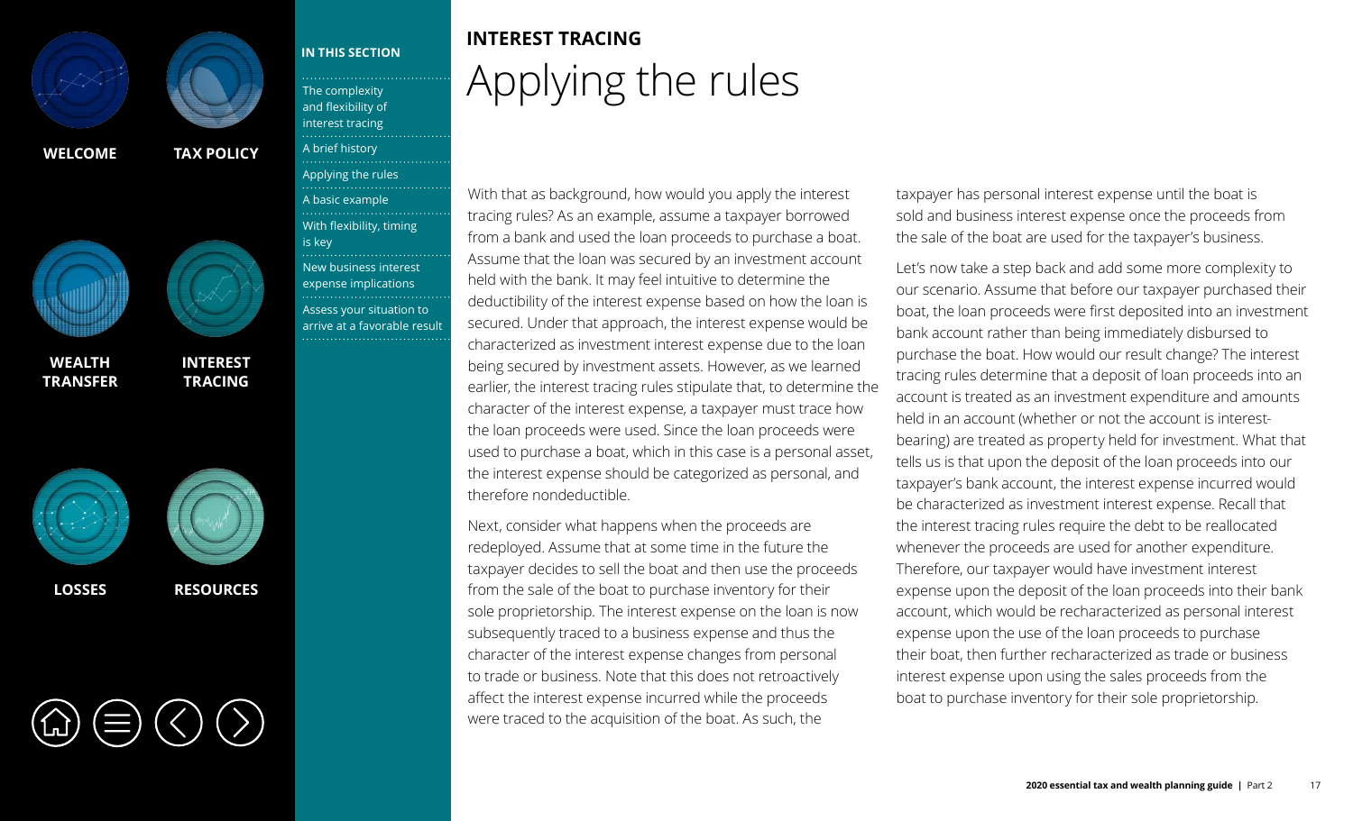**INTEREST TRACING**

# Applying the rules

With that as background, how would you apply the interest tracing rules? As an example, assume a taxpayer borrowed from a bank and used the loan proceeds to purchase a boat. Assume that the loan was secured by an investment account held with the bank. It may feel intuitive to determine the deductibility of the interest expense based on how the loan is secured. Under that approach, the interest expense would be characterized as investment interest expense due to the loan being secured by investment assets. However, as we learned earlier, the interest tracing rules stipulate that, to determine the character of the interest expense, a taxpayer must trace how the loan proceeds were used. Since the loan proceeds were used to purchase a boat, which in this case is a personal asset, the interest expense should be categorized as personal, and therefore nondeductible.

Next, consider what happens when the proceeds are redeployed. Assume that at some time in the future the taxpayer decides to sell the boat and then use the proceeds from the sale of the boat to purchase inventory for their sole proprietorship. The interest expense on the loan is now subsequently traced to a business expense and thus the character of the interest expense changes from personal to trade or business. Note that this does not retroactively affect the interest expense incurred while the proceeds were traced to the acquisition of the boat. As such, the taxpayer has personal interest expense until the boat is sold and business interest expense once the proceeds from the sale of the boat are used for the taxpayer's business.

Let's now take a step back and add some more complexity to our scenario. Assume that before our taxpayer purchased their boat, the loan proceeds were first deposited into an investment bank account rather than being immediately disbursed to purchase the boat. How would our result change? The interest tracing rules determine that a deposit of loan proceeds into an account is treated as an investment expenditure and amounts held in an account (whether or not the account is interest-bearing) are treated as property held for investment. What that tells us is that upon the deposit of the loan proceeds into our taxpayer's bank account, the interest expense incurred would be characterized as investment interest expense. Recall that the interest tracing rules require the debt to be reallocated whenever the proceeds are used for another expenditure. Therefore, our taxpayer would have investment interest expense upon the deposit of the loan proceeds into their bank account, which would be recharacterized as personal interest expense upon the use of the loan proceeds to purchase their boat, then further recharacterized as trade or business interest expense upon using the sales proceeds from the boat to purchase inventory for their sole proprietorship.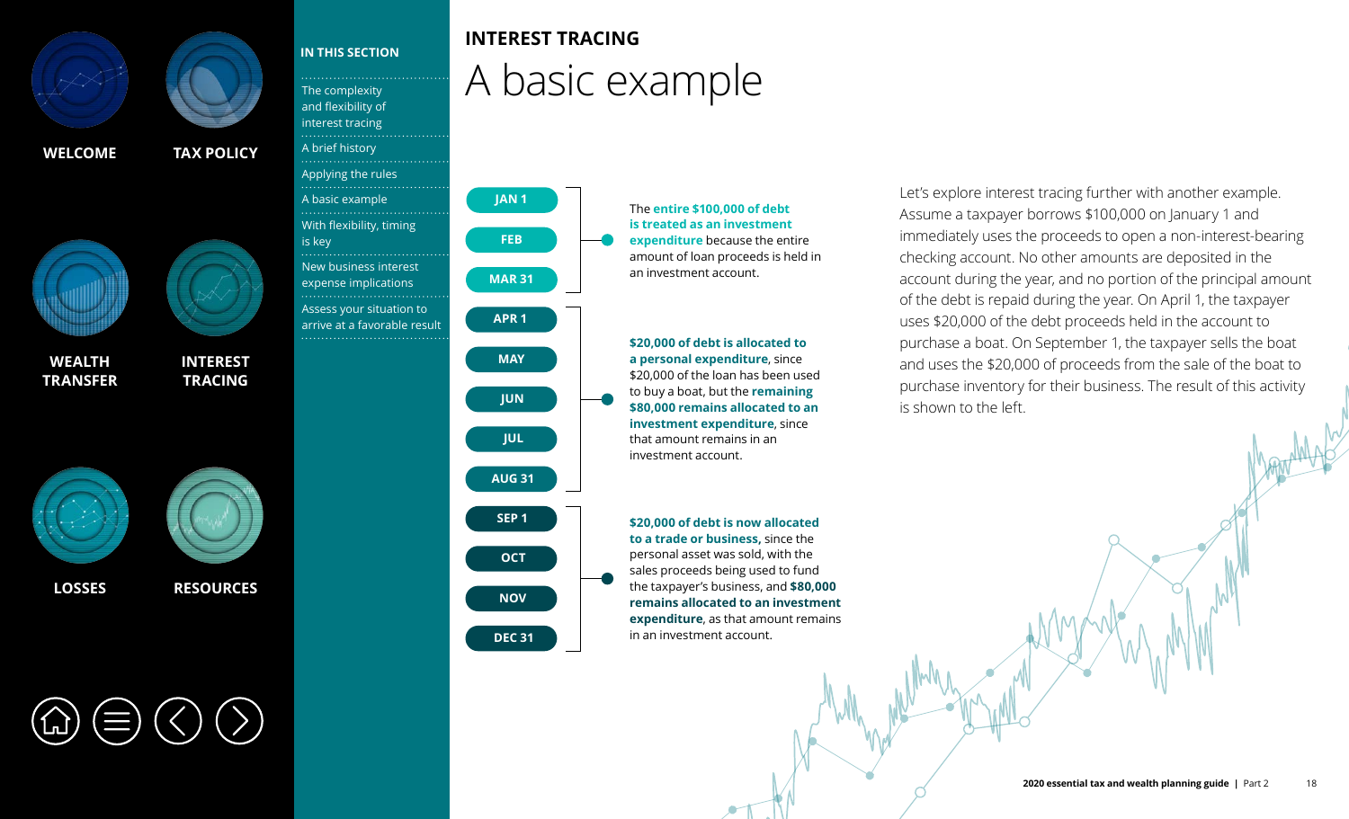## INTEREST TRACING

# A basic example

Let's explore interest tracing further with another example. Assume a taxpayer borrows $100,000 on January 1 and immediately uses the proceeds to open a non-interest-bearing checking account. No other amounts are deposited in the checking account. No other amounts are deposited in the account during the year, and no portion of the principal amount of the debt is repaid during the year. On April 1, the taxpayer uses $20,000 of the debt proceeds held in the account to purchase a boat. On September 1, the taxpayer sells the boat and uses the $20,000 of proceeds from the sale of the boat to purchase inventory for their business. The result of this activity is shown to the left.

| Period | Allocation |
| --- | --- |
| JAN 1 – MAR 31 (JAN 1, FEB, MAR 31) | The **entire $100,000 of debt is treated as an investment expenditure** because the entire amount of loan proceeds is held in an investment account. |
| APR 1 – AUG 31 (APR 1, MAY, JUN, JUL, AUG 31) | **$20,000 of debt is allocated to a personal expenditure**, since $20,000 of the loan has been used to buy a boat, but the **remaining $80,000 remains allocated to an investment expenditure**, since that amount remains in an investment account. |
| SEP 1 – DEC 31 (SEP 1, OCT, NOV, DEC 31) | **$20,000 of debt is now allocated to a trade or business**, since the personal asset was sold, with the sales proceeds being used to fund the taxpayer's business, and **$80,000 remains allocated to an investment expenditure**, as that amount remains in an investment account. |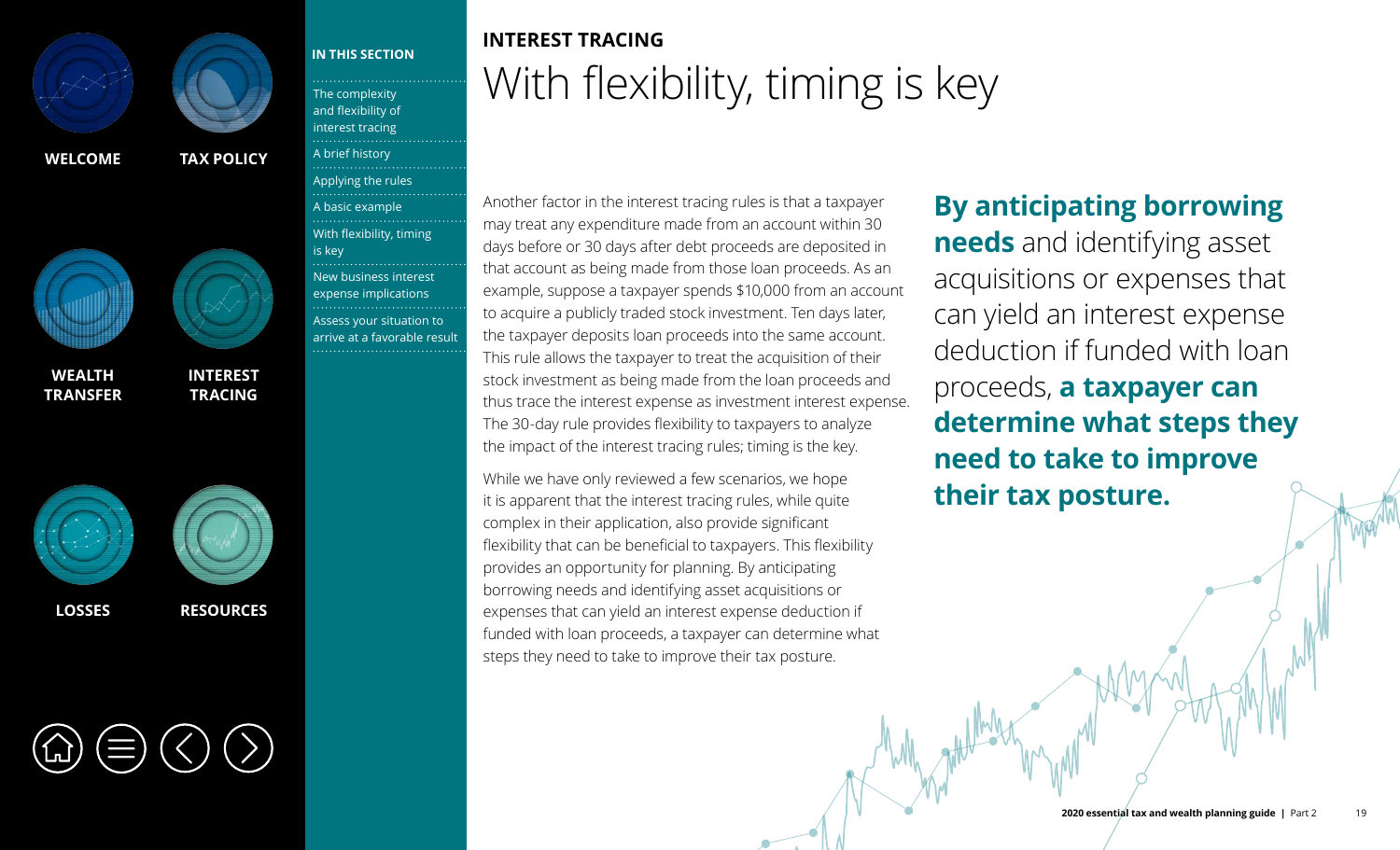INTEREST TRACING

# With flexibility, timing is key

Another factor in the interest tracing rules is that a taxpayer may treat any expenditure made from an account within 30 days before or 30 days after debt proceeds are deposited in that account as being made from those loan proceeds. As an example, suppose a taxpayer spends $10,000 from an account to acquire a publicly traded stock investment. Ten days later, the taxpayer deposits loan proceeds into the same account. This rule allows the taxpayer to treat the acquisition of their stock investment as being made from the loan proceeds and thus trace the interest expense as investment interest expense. The 30-day rule provides flexibility to taxpayers to analyze the impact of the interest tracing rules; timing is the key.

While we have only reviewed a few scenarios, we hope it is apparent that the interest tracing rules, while quite complex in their application, also provide significant flexibility that can be beneficial to taxpayers. This flexibility provides an opportunity for planning. By anticipating borrowing needs and identifying asset acquisitions or expenses that can yield an interest expense deduction if funded with loan proceeds, a taxpayer can determine what steps they need to take to improve their tax posture.

**By anticipating borrowing needs** and identifying asset acquisitions or expenses that can yield an interest expense deduction if funded with loan proceeds, **a taxpayer can determine what steps they need to take to improve their tax posture.**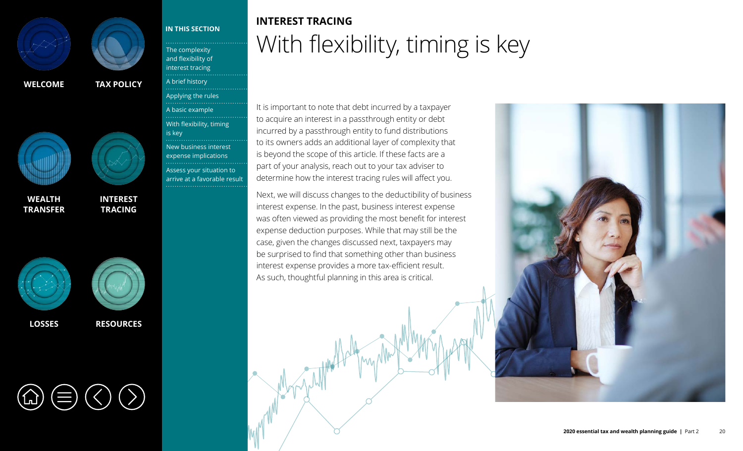## INTEREST TRACING

# With flexibility, timing is key

It is important to note that debt incurred by a taxpayer to acquire an interest in a passthrough entity or debt incurred by a passthrough entity to fund distributions to its owners adds an additional layer of complexity that is beyond the scope of this article. If these facts are a part of your analysis, reach out to your tax adviser to determine how the interest tracing rules will affect you.

Next, we will discuss changes to the deductibility of business interest expense. In the past, business interest expense was often viewed as providing the most benefit for interest expense deduction purposes. While that may still be the case, given the changes discussed next, taxpayers may be surprised to find that something other than business interest expense provides a more tax-efficient result. As such, thoughtful planning in this area is critical.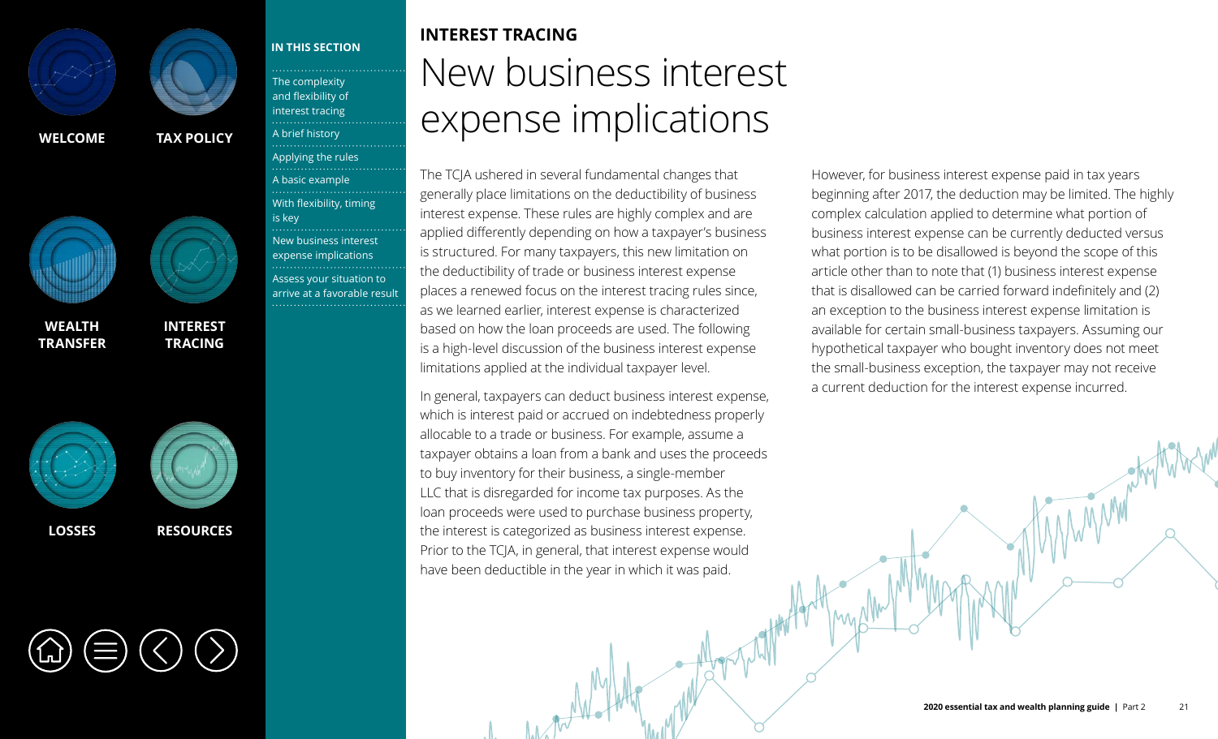INTEREST TRACING

# New business interest expense implications

The TCJA ushered in several fundamental changes that generally place limitations on the deductibility of business interest expense. These rules are highly complex and are applied differently depending on how a taxpayer's business is structured. For many taxpayers, this new limitation on the deductibility of trade or business interest expense places a renewed focus on the interest tracing rules since, as we learned earlier, interest expense is characterized based on how the loan proceeds are used. The following is a high-level discussion of the business interest expense limitations applied at the individual taxpayer level.

In general, taxpayers can deduct business interest expense, which is interest paid or accrued on indebtedness properly allocable to a trade or business. For example, assume a taxpayer obtains a loan from a bank and uses the proceeds to buy inventory for their business, a single-member LLC that is disregarded for income tax purposes. As the loan proceeds were used to purchase business property, the interest is categorized as business interest expense. Prior to the TCJA, in general, that interest expense would have been deductible in the year in which it was paid.

However, for business interest expense paid in tax years beginning after 2017, the deduction may be limited. The highly complex calculation applied to determine what portion of business interest expense can be currently deducted versus what portion is to be disallowed is beyond the scope of this article other than to note that (1) business interest expense that is disallowed can be carried forward indefinitely and (2) an exception to the business interest expense limitation is available for certain small-business taxpayers. Assuming our hypothetical taxpayer who bought inventory does not meet the small-business exception, the taxpayer may not receive a current deduction for the interest expense incurred.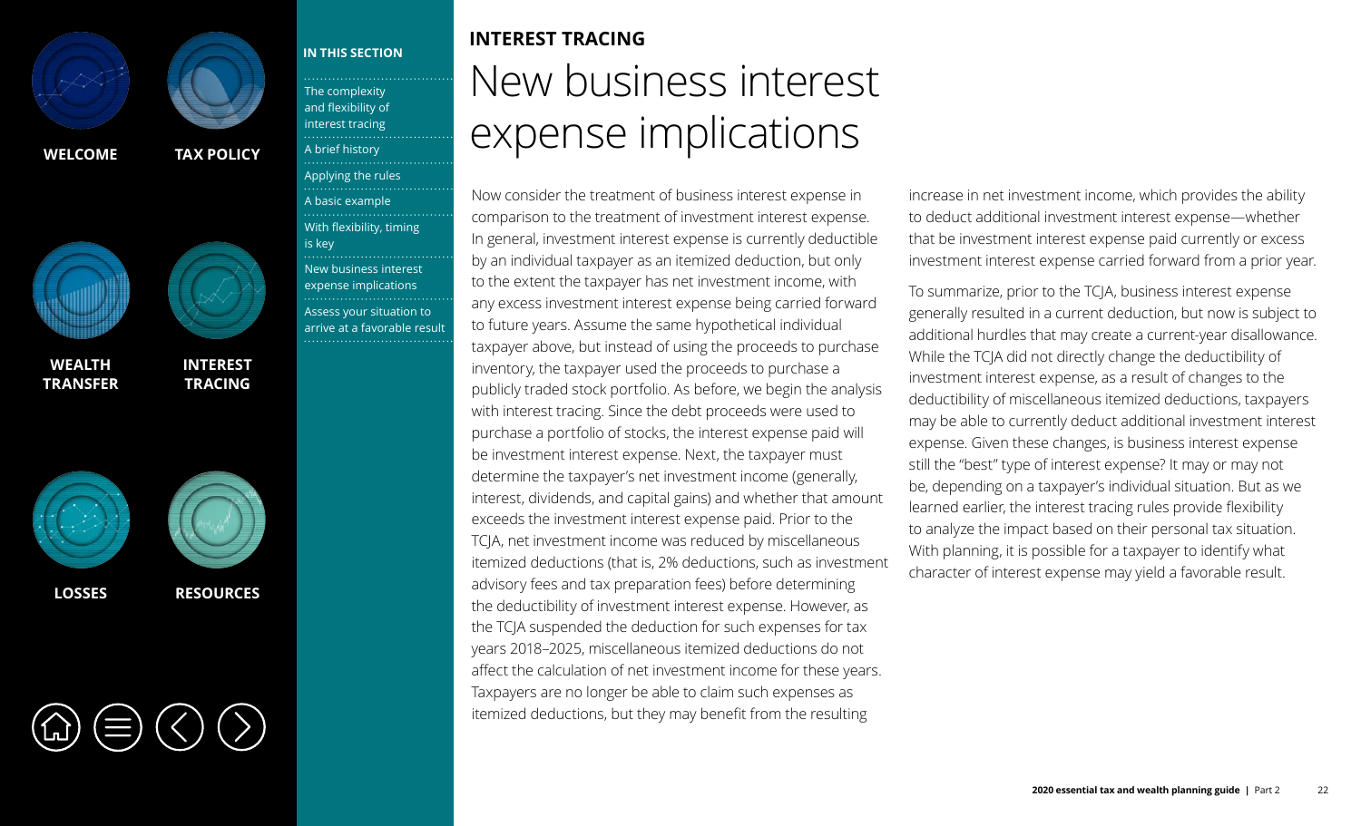**INTEREST TRACING**

# New business interest expense implications

Now consider the treatment of business interest expense in comparison to the treatment of investment interest expense. In general, investment interest expense is currently deductible by an individual taxpayer as an itemized deduction, but only to the extent the taxpayer has net investment income, with any excess investment interest expense being carried forward to future years. Assume the same hypothetical individual taxpayer above, but instead of using the proceeds to purchase inventory, the taxpayer used the proceeds to purchase a publicly traded stock portfolio. As before, we begin the analysis with interest tracing. Since the debt proceeds were used to purchase a portfolio of stocks, the interest expense paid will be investment interest expense. Next, the taxpayer must determine the taxpayer's net investment income (generally, interest, dividends, and capital gains) and whether that amount exceeds the investment interest expense paid. Prior to the TCJA, net investment income was reduced by miscellaneous itemized deductions (that is, 2% deductions, such as investment advisory fees and tax preparation fees) before determining the deductibility of investment interest expense. However, as the TCJA suspended the deduction for such expenses for tax years 2018–2025, miscellaneous itemized deductions do not affect the calculation of net investment income for these years. Taxpayers are no longer be able to claim such expenses as itemized deductions, but they may benefit from the resulting increase in net investment income, which provides the ability to deduct additional investment interest expense—whether that be investment interest expense paid currently or excess investment interest expense carried forward from a prior year.

To summarize, prior to the TCJA, business interest expense generally resulted in a current deduction, but now is subject to additional hurdles that may create a current-year disallowance. While the TCJA did not directly change the deductibility of investment interest expense, as a result of changes to the deductibility of miscellaneous itemized deductions, taxpayers may be able to currently deduct additional investment interest expense. Given these changes, is business interest expense still the "best" type of interest expense? It may or may not be, depending on a taxpayer's individual situation. But as we learned earlier, the interest tracing rules provide flexibility to analyze the impact based on their personal tax situation. With planning, it is possible for a taxpayer to identify what character of interest expense may yield a favorable result.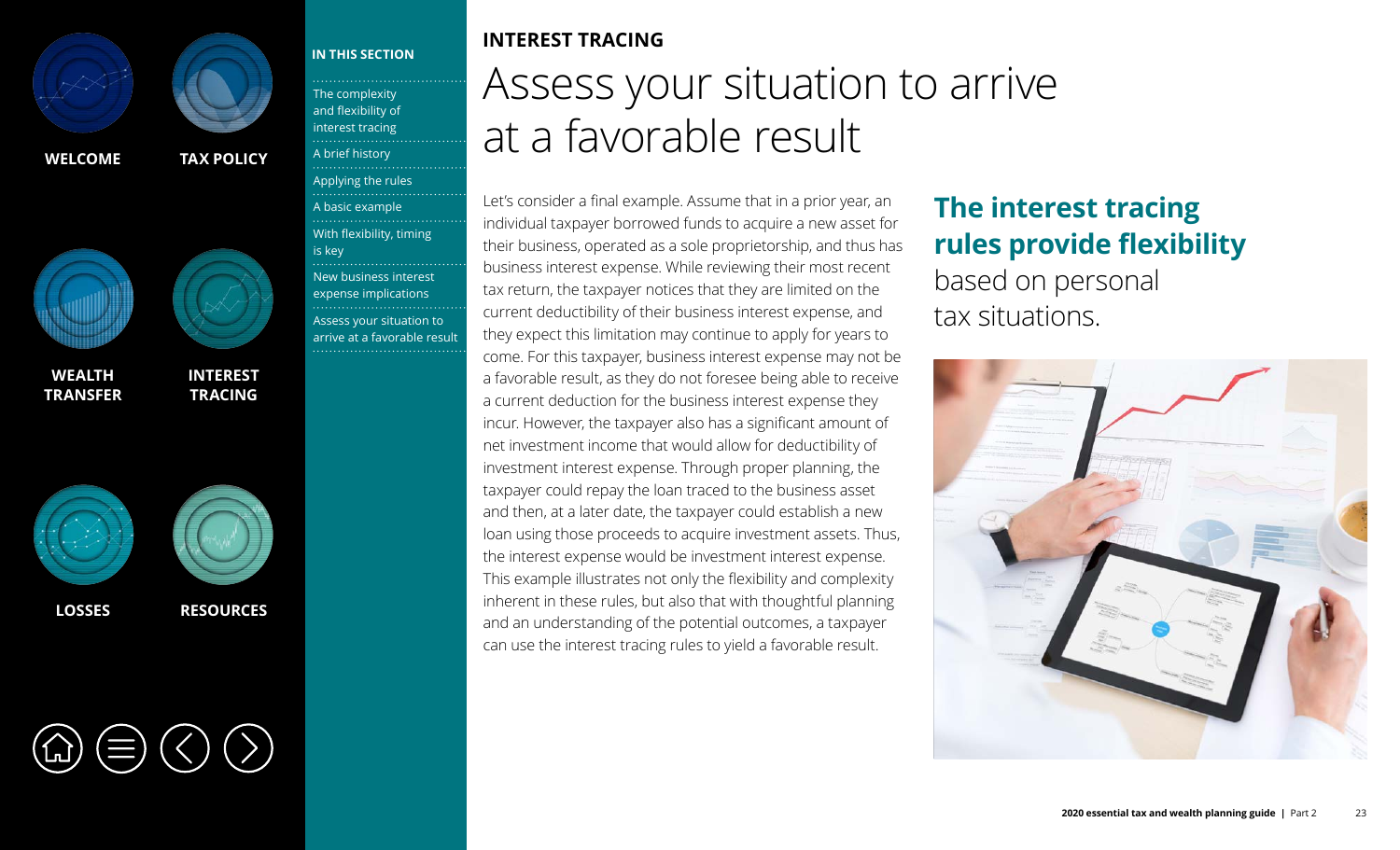**INTEREST TRACING**

# Assess your situation to arrive at a favorable result

Let's consider a final example. Assume that in a prior year, an individual taxpayer borrowed funds to acquire a new asset for their business, operated as a sole proprietorship, and thus has business interest expense. While reviewing their most recent tax return, the taxpayer notices that they are limited on the current deductibility of their business interest expense, and they expect this limitation may continue to apply for years to come. For this taxpayer, business interest expense may not be a favorable result, as they do not foresee being able to receive a current deduction for the business interest expense they incur. However, the taxpayer also has a significant amount of net investment income that would allow for deductibility of investment interest expense. Through proper planning, the taxpayer could repay the loan traced to the business asset and then, at a later date, the taxpayer could establish a new loan using those proceeds to acquire investment assets. Thus, the interest expense would be investment interest expense. This example illustrates not only the flexibility and complexity inherent in these rules, but also that with thoughtful planning and an understanding of the potential outcomes, a taxpayer can use the interest tracing rules to yield a favorable result.

**The interest tracing rules provide flexibility** based on personal tax situations.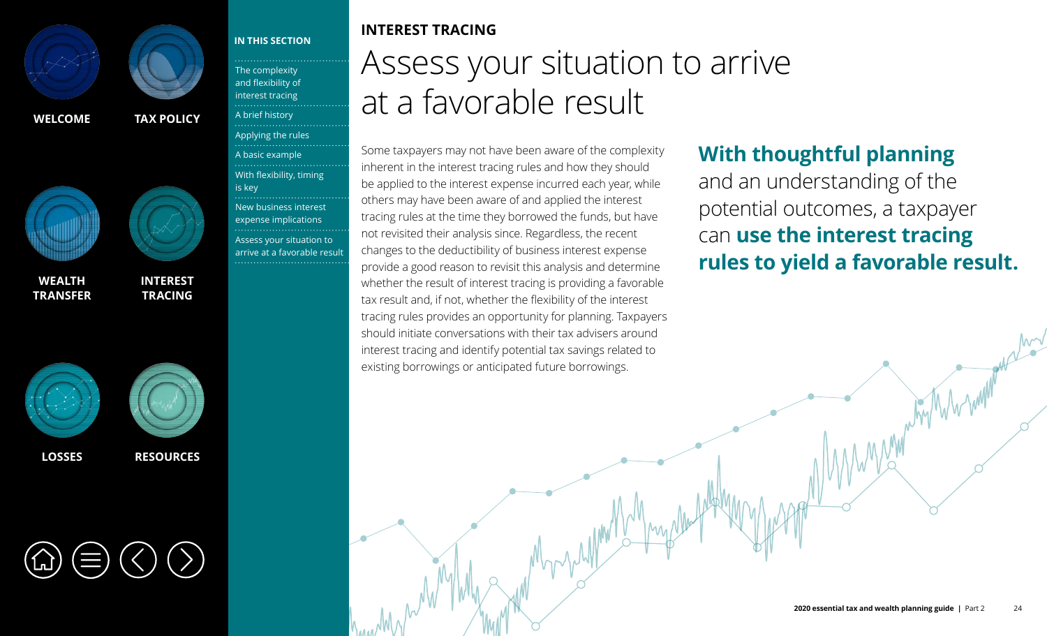## IN THIS SECTION

- The complexity and flexibility of interest tracing
- A brief history
- Applying the rules
- A basic example
- With flexibility, timing is key
- New business interest expense implications
- Assess your situation to arrive at a favorable result

**INTEREST TRACING**

# Assess your situation to arrive at a favorable result

Some taxpayers may not have been aware of the complexity inherent in the interest tracing rules and how they should be applied to the interest expense incurred each year, while others may have been aware of and applied the interest tracing rules at the time they borrowed the funds, but have not revisited their analysis since. Regardless, the recent changes to the deductibility of business interest expense provide a good reason to revisit this analysis and determine whether the result of interest tracing is providing a favorable tax result and, if not, whether the flexibility of the interest tracing rules provides an opportunity for planning. Taxpayers should initiate conversations with their tax advisers around interest tracing and identify potential tax savings related to existing borrowings or anticipated future borrowings.

**With thoughtful planning** and an understanding of the potential outcomes, a taxpayer can **use the interest tracing rules to yield a favorable result.**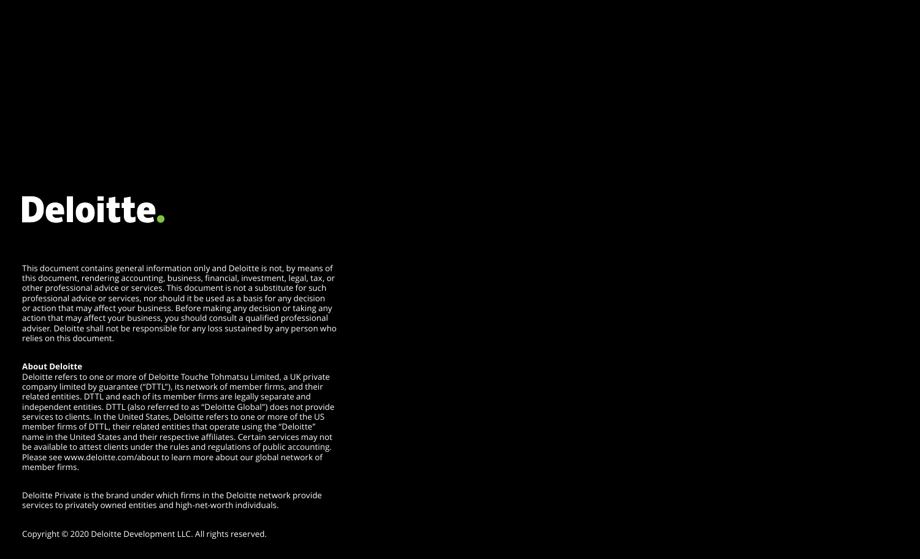# Deloitte.

This document contains general information only and Deloitte is not, by means of this document, rendering accounting, business, financial, investment, legal, tax, or other professional advice or services. This document is not a substitute for such professional advice or services, nor should it be used as a basis for any decision or action that may affect your business. Before making any decision or taking any action that may affect your business, you should consult a qualified professional adviser. Deloitte shall not be responsible for any loss sustained by any person who relies on this document.

**About Deloitte**

Deloitte refers to one or more of Deloitte Touche Tohmatsu Limited, a UK private company limited by guarantee ("DTTL"), its network of member firms, and their related entities. DTTL and each of its member firms are legally separate and independent entities. DTTL (also referred to as "Deloitte Global") does not provide services to clients. In the United States, Deloitte refers to one or more of the US member firms of DTTL, their related entities that operate using the "Deloitte" name in the United States and their respective affiliates. Certain services may not be available to attest clients under the rules and regulations of public accounting. Please see www.deloitte.com/about to learn more about our global network of member firms.

Deloitte Private is the brand under which firms in the Deloitte network provide services to privately owned entities and high-net-worth individuals.

Copyright © 2020 Deloitte Development LLC. All rights reserved.